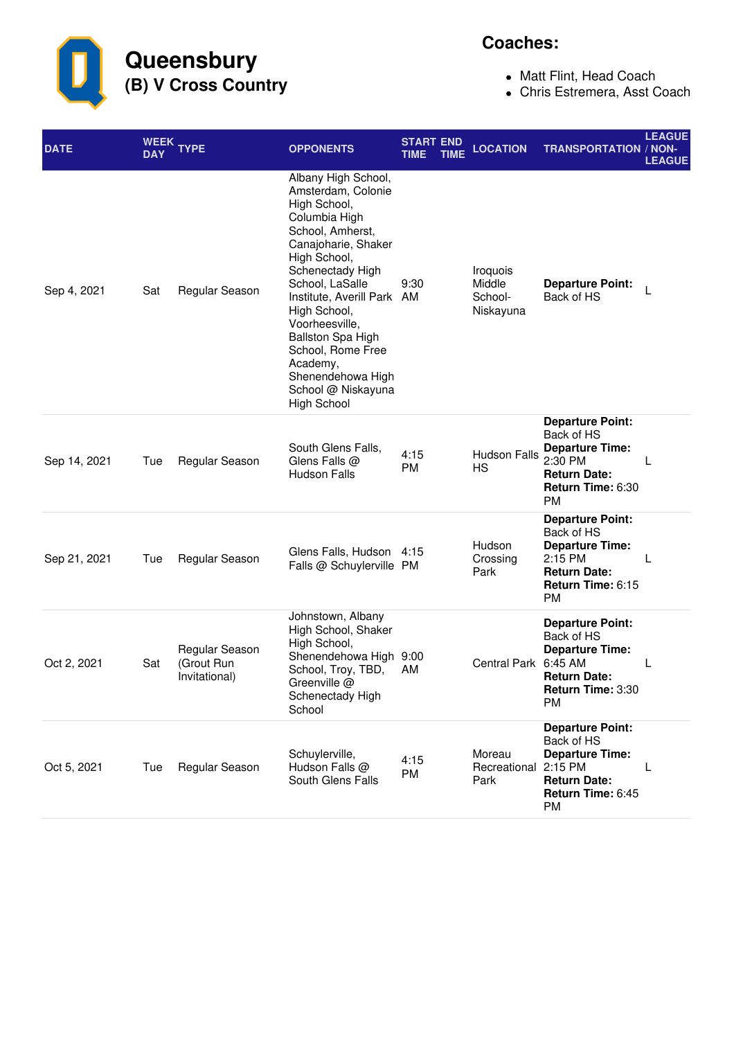# Queensbury

## (B) V Cross Country

**Coaches:**

- Matt Flint, Head Coach
- Chris Estremera, Asst Coach

| DATE | WEEK DAY | TYPE | OPPONENTS | START TIME | END TIME | LOCATION | TRANSPORTATION | LEAGUE / NON-LEAGUE |
|---|---|---|---|---|---|---|---|---|
| Sep 4, 2021 | Sat | Regular Season | Albany High School, Amsterdam, Colonie High School, Columbia High School, Amherst, Canajoharie, Shaker High School, Schenectady High School, LaSalle Institute, Averill Park High School, Voorheesville, Ballston Spa High School, Rome Free Academy, Shenendehowa High School @ Niskayuna High School | 9:30 AM | | Iroquois Middle School-Niskayuna | **Departure Point:** Back of HS | L |
| Sep 14, 2021 | Tue | Regular Season | South Glens Falls, Glens Falls @ Hudson Falls | 4:15 PM | | Hudson Falls HS | **Departure Point:** Back of HS **Departure Time:** 2:30 PM **Return Date:** **Return Time:** 6:30 PM | L |
| Sep 21, 2021 | Tue | Regular Season | Glens Falls, Hudson Falls @ Schuylerville | 4:15 PM | | Hudson Crossing Park | **Departure Point:** Back of HS **Departure Time:** 2:15 PM **Return Date:** **Return Time:** 6:15 PM | L |
| Oct 2, 2021 | Sat | Regular Season (Grout Run Invitational) | Johnstown, Albany High School, Shaker High School, Shenendehowa High School, Troy, TBD, Greenville @ Schenectady High School | 9:00 AM | | Central Park | **Departure Point:** Back of HS **Departure Time:** 6:45 AM **Return Date:** **Return Time:** 3:30 PM | L |
| Oct 5, 2021 | Tue | Regular Season | Schuylerville, Hudson Falls @ South Glens Falls | 4:15 PM | | Moreau Recreational Park | **Departure Point:** Back of HS **Departure Time:** 2:15 PM **Return Date:** **Return Time:** 6:45 PM | L |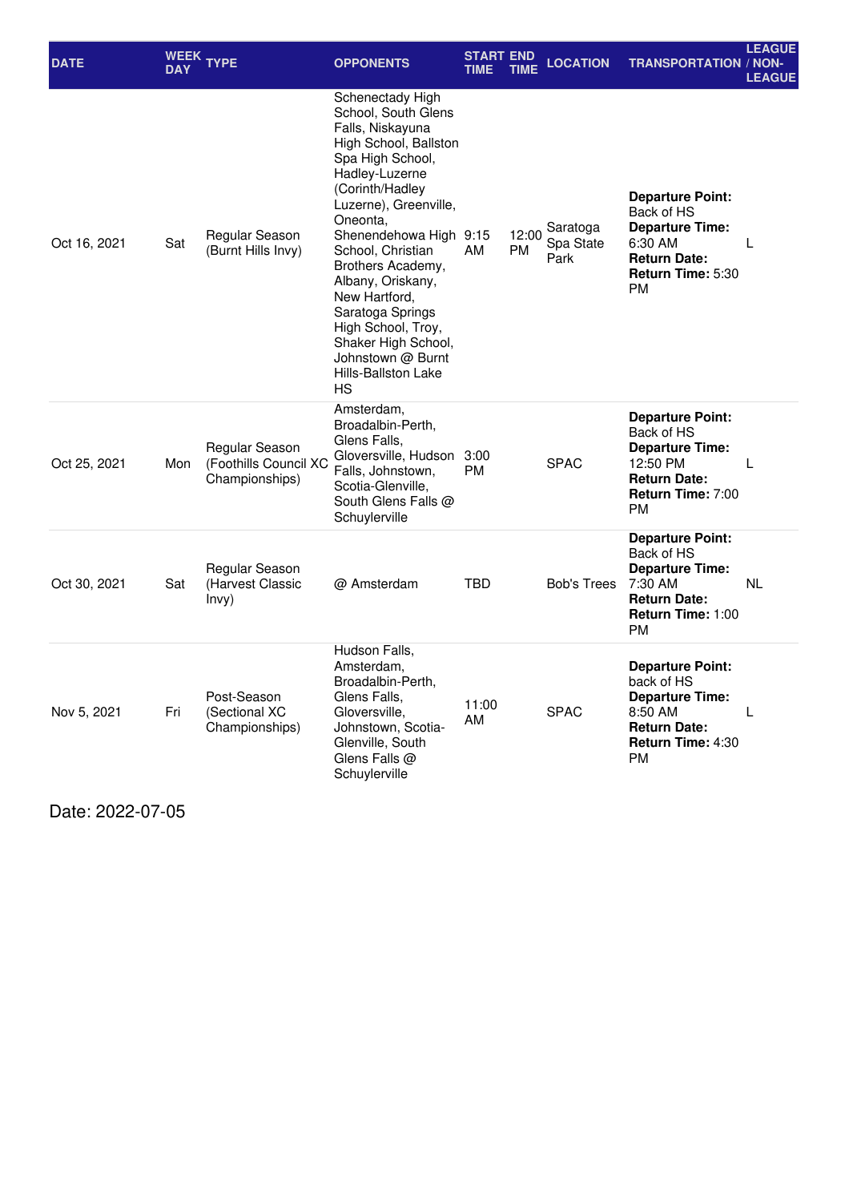| DATE | WEEK DAY | TYPE | OPPONENTS | START TIME | END TIME | LOCATION | TRANSPORTATION | LEAGUE / NON-LEAGUE |
|---|---|---|---|---|---|---|---|---|
| Oct 16, 2021 | Sat | Regular Season (Burnt Hills Invy) | Schenectady High School, South Glens Falls, Niskayuna High School, Ballston Spa High School, Hadley-Luzerne (Corinth/Hadley Luzerne), Greenville, Oneonta, Shenendehowa High School, Christian Brothers Academy, Albany, Oriskany, New Hartford, Saratoga Springs High School, Troy, Shaker High School, Johnstown @ Burnt Hills-Ballston Lake HS | 9:15 AM | 12:00 PM | Saratoga Spa State Park | **Departure Point:** Back of HS **Departure Time:** 6:30 AM **Return Date:** **Return Time:** 5:30 PM | L |
| Oct 25, 2021 | Mon | Regular Season (Foothills Council XC Championships) | Amsterdam, Broadalbin-Perth, Glens Falls, Gloversville, Hudson Falls, Johnstown, Scotia-Glenville, South Glens Falls @ Schuylerville | 3:00 PM | | SPAC | **Departure Point:** Back of HS **Departure Time:** 12:50 PM **Return Date:** **Return Time:** 7:00 PM | L |
| Oct 30, 2021 | Sat | Regular Season (Harvest Classic Invy) | @ Amsterdam | TBD | | Bob's Trees | **Departure Point:** Back of HS **Departure Time:** 7:30 AM **Return Date:** **Return Time:** 1:00 PM | NL |
| Nov 5, 2021 | Fri | Post-Season (Sectional XC Championships) | Hudson Falls, Amsterdam, Broadalbin-Perth, Glens Falls, Gloversville, Johnstown, Scotia-Glenville, South Glens Falls @ Schuylerville | 11:00 AM | | SPAC | **Departure Point:** back of HS **Departure Time:** 8:50 AM **Return Date:** **Return Time:** 4:30 PM | L |

Date: 2022-07-05